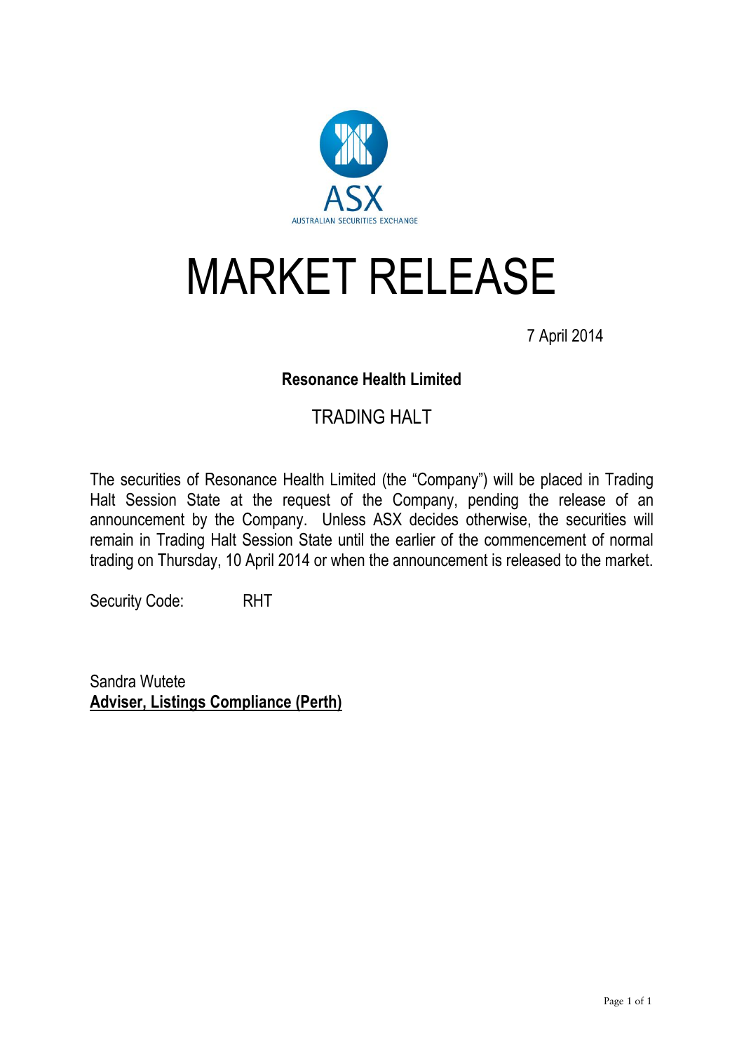ASX

AUSTRALIAN SECURITIES EXCHANGE

# MARKET RELEASE

7 April 2014

**Resonance Health Limited**

TRADING HALT

The securities of Resonance Health Limited (the "Company") will be placed in Trading Halt Session State at the request of the Company, pending the release of an announcement by the Company. Unless ASX decides otherwise, the securities will remain in Trading Halt Session State until the earlier of the commencement of normal trading on Thursday, 10 April 2014 or when the announcement is released to the market.

Security Code: RHT

Sandra Wutete
**Adviser, Listings Compliance (Perth)**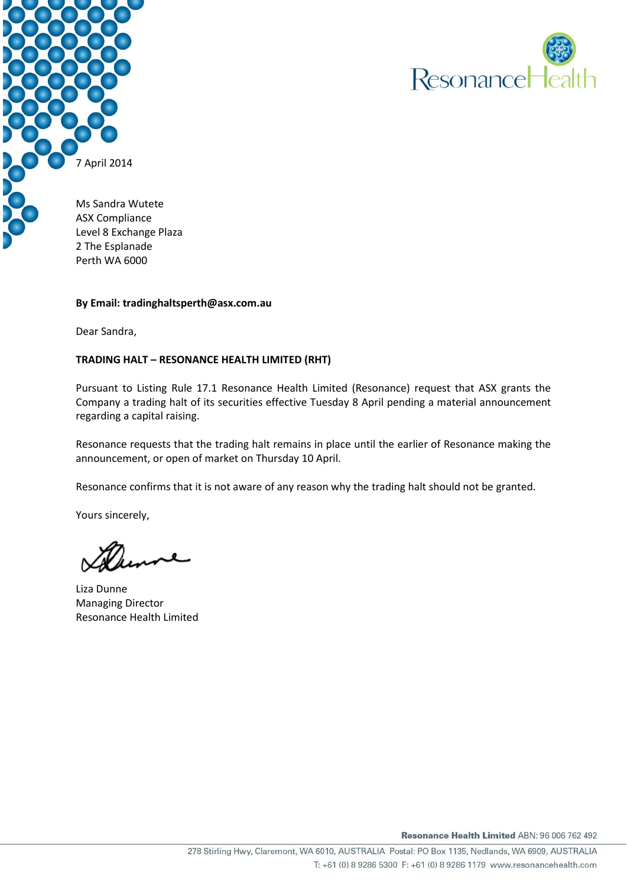7 April 2014

Ms Sandra Wutete
ASX Compliance
Level 8 Exchange Plaza
2 The Esplanade
Perth WA 6000

**By Email: tradinghaltsperth@asx.com.au**

Dear Sandra,

**TRADING HALT – RESONANCE HEALTH LIMITED (RHT)**

Pursuant to Listing Rule 17.1 Resonance Health Limited (Resonance) request that ASX grants the Company a trading halt of its securities effective Tuesday 8 April pending a material announcement regarding a capital raising.

Resonance requests that the trading halt remains in place until the earlier of Resonance making the announcement, or open of market on Thursday 10 April.

Resonance confirms that it is not aware of any reason why the trading halt should not be granted.

Yours sincerely,

Liza Dunne
Managing Director
Resonance Health Limited

**Resonance Health Limited** ABN: 96 006 762 492
278 Stirling Hwy, Claremont, WA 6010, AUSTRALIA Postal: PO Box 1135, Nedlands, WA 6909, AUSTRALIA
T: +61 (0) 8 9286 5300 F: +61 (0) 8 9286 1179 www.resonancehealth.com